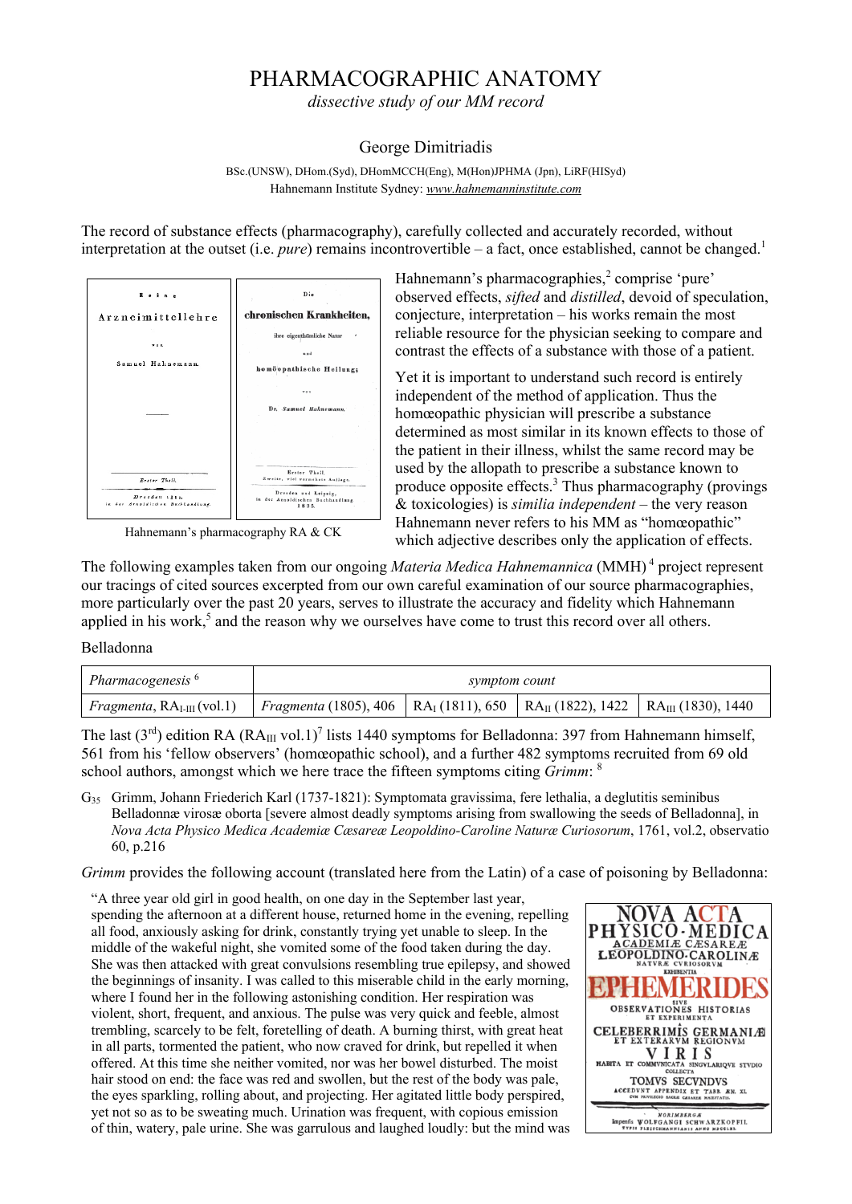# PHARMACOGRAPHIC ANATOMY

*dissective study of our MM record*

George Dimitriadis

BSc.(UNSW), DHom.(Syd), DHomMCCH(Eng), M(Hon)JPHMA (Jpn), LiRF(HISyd)
Hahnemann Institute Sydney: *www.hahnemanninstitute.com*

The record of substance effects (pharmacography), carefully collected and accurately recorded, without interpretation at the outset (i.e. *pure*) remains incontrovertible – a fact, once established, cannot be changed.[1]

Hahnemann's pharmacograph RA & CK

Hahnemann's pharmacographies,[2] comprise 'pure' observed effects, *sifted* and *distilled*, devoid of speculation, conjecture, interpretation – his works remain the most reliable resource for the physician seeking to compare and contrast the effects of a substance with those of a patient.

Yet it is important to understand such record is entirely independent of the method of application. Thus the homœopathic physician will prescribe a substance determined as most similar in its known effects to those of the patient in their illness, whilst the same record may be used by the allopath to prescribe a substance known to produce opposite effects.[3] Thus pharmacography (provings & toxicologies) is *similia independent* – the very reason Hahnemann never refers to his MM as "homœopathic" which adjective describes only the application of effects.

The following examples taken from our ongoing *Materia Medica Hahnemannica* (MMH)[4] project represent our tracings of cited sources excerpted from our own careful examination of our source pharmacographies, more particularly over the past 20 years, serves to illustrate the accuracy and fidelity which Hahnemann applied in his work,[5] and the reason why we ourselves have come to trust this record over all others.

Belladonna

| *Pharmacogenesis* [6] | *symptom count* | | | |
|---|---|---|---|---|
| *Fragmenta*, $RA_{I\text{-}III}$ (vol.1) | *Fragmenta* (1805), 406 | $RA_{I}$ (1811), 650 | $RA_{II}$ (1822), 1422 | $RA_{III}$ (1830), 1440 |

The last (3rd) edition RA ($RA_{III}$ vol.1)[7] lists 1440 symptoms for Belladonna: 397 from Hahnemann himself, 561 from his 'fellow observers' (homœopathic school), and a further 482 symptoms recruited from 69 old school authors, amongst which we here trace the fifteen symptoms citing *Grimm*: [8]

$G_{35}$ Grimm, Johann Friederich Karl (1737-1821): Symptomata gravissima, fere lethalia, a deglutitis seminibus Belladonnæ virosæ oborta [severe almost deadly symptoms arising from swallowing the seeds of Belladonna], in *Nova Acta Physico Medica Academiæ Cæsareæ Leopoldino-Caroline Naturæ Curiosorum*, 1761, vol.2, observatio 60, p.216

*Grimm* provides the following account (translated here from the Latin) of a case of poisoning by Belladonna:

> "A three year old girl in good health, on one day in the September last year, spending the afternoon at a different house, returned home in the evening, repelling all food, anxiously asking for drink, constantly trying yet unable to sleep. In the middle of the wakeful night, she vomited some of the food taken during the day. She was then attacked with great convulsions resembling true epilepsy, and showed the beginnings of insanity. I was called to this miserable child in the early morning, where I found her in the following astonishing condition. Her respiration was violent, short, frequent, and anxious. The pulse was very quick and feeble, almost trembling, scarcely to be felt, foretelling of death. A burning thirst, with great heat in all parts, tormented the patient, who now craved for drink, but repelled it when offered. At this time she neither vomited, nor was her bowel disturbed. The moist hair stood on end: the face was red and swollen, but the rest of the body was pale, the eyes sparkling, rolling about, and projecting. Her agitated little body perspired, yet not so as to be sweating much. Urination was frequent, with copious emission of thin, watery, pale urine. She was garrulous and laughed loudly: but the mind was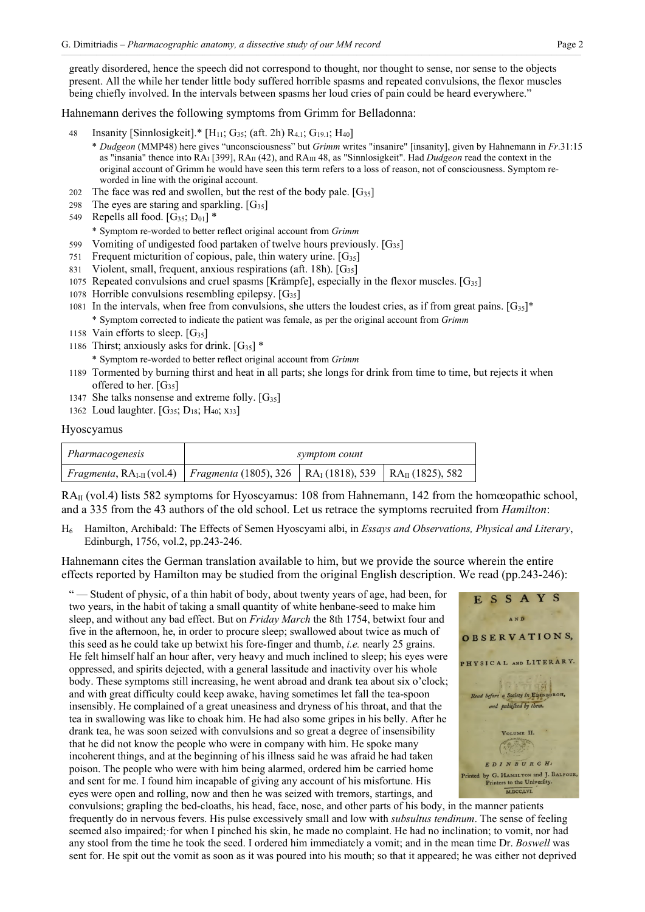greatly disordered, hence the speech did not correspond to thought, nor thought to sense, nor sense to the objects present. All the while her tender little body suffered horrible spasms and repeated convulsions, the flexor muscles being chiefly involved. In the intervals between spasms her loud cries of pain could be heard everywhere."

Hahnemann derives the following symptoms from Grimm for Belladonna:

48 Insanity [Sinnlosigkeit].* [$H_{11}$; $G_{35}$; (aft. 2h) $R_{4.1}$; $G_{19.1}$; $H_{40}$]

\* *Dudgeon* (MMP48) here gives "unconsciousness" but *Grimm* writes "insanire" [insanity], given by Hahnemann in *Fr*.31:15 as "insania" thence into $RA_I$ [399], $RA_{II}$ (42), and $RA_{III}$ 48, as "Sinnlosigkeit". Had *Dudgeon* read the context in the original account of Grimm he would have seen this term refers to a loss of reason, not of consciousness. Symptom re-worded in line with the original account.

202 The face was red and swollen, but the rest of the body pale. [$G_{35}$]

298 The eyes are staring and sparkling. [$G_{35}$]

549 Repells all food. [$G_{35}$; $D_{01}$] *

\* Symptom re-worded to better reflect original account from *Grimm*

599 Vomiting of undigested food partaken of twelve hours previously. [$G_{35}$]

751 Frequent micturition of copious, pale, thin watery urine. [$G_{35}$]

831 Violent, small, frequent, anxious respirations (aft. 18h). [$G_{35}$]

1075 Repeated convulsions and cruel spasms [Krämpfe], especially in the flexor muscles. [$G_{35}$]

1078 Horrible convulsions resembling epilepsy. [$G_{35}$]

1081 In the intervals, when free from convulsions, she utters the loudest cries, as if from great pains. [$G_{35}$]*

\* Symptom corrected to indicate the patient was female, as per the original account from *Grimm*

1158 Vain efforts to sleep. [$G_{35}$]

1186 Thirst; anxiously asks for drink. [$G_{35}$] *

\* Symptom re-worded to better reflect original account from *Grimm*

1189 Tormented by burning thirst and heat in all parts; she longs for drink from time to time, but rejects it when offered to her. [$G_{35}$]

1347 She talks nonsense and extreme folly. [$G_{35}$]

1362 Loud laughter. [$G_{35}$; $D_{18}$; $H_{40}$; $x_{33}$]

Hyoscyamus

| *Pharmacogenesis* | *symptom count* | | |
|---|---|---|---|
| *Fragmenta*, $RA_{I\text{-}II}$ (vol.4) | *Fragmenta* (1805), 326 | $RA_I$ (1818), 539 | $RA_{II}$ (1825), 582 |

$RA_{II}$ (vol.4) lists 582 symptoms for Hyoscyamus: 108 from Hahnemann, 142 from the homœopathic school, and a 335 from the 43 authors of the old school. Let us retrace the symptoms recruited from *Hamilton*:

$H_6$ Hamilton, Archibald: The Effects of Semen Hyoscyami albi, in *Essays and Observations, Physical and Literary*, Edinburgh, 1756, vol.2, pp.243-246.

Hahnemann cites the German translation available to him, but we provide the source wherein the entire effects reported by Hamilton may be studied from the original English description. We read (pp.243-246):

" — Student of physic, of a thin habit of body, about twenty years of age, had been, for two years, in the habit of taking a small quantity of white henbane-seed to make him sleep, and without any bad effect. But on *Friday March* the 8th 1754, betwixt four and five in the afternoon, he, in order to procure sleep; swallowed about twice as much of this seed as he could take up betwixt his fore-finger and thumb, *i.e.* nearly 25 grains. He felt himself half an hour after, very heavy and much inclined to sleep; his eyes were oppressed, and spirits dejected, with a general lassitude and inactivity over his whole body. These symptoms still increasing, he went abroad and drank tea about six o'clock; and with great difficulty could keep awake, having sometimes let fall the tea-spoon insensibly. He complained of a great uneasiness and dryness of his throat, and that the tea in swallowing was like to choak him. He had also some gripes in his belly. After he drank tea, he was soon seized with convulsions and so great a degree of insensibility that he did not know the people who were in company with him. He spoke many incoherent things, and at the beginning of his illness said he was afraid he had taken poison. The people who were with him being alarmed, ordered him be carried home and sent for me. I found him incapable of giving any account of his misfortune. His eyes were open and rolling, now and then he was seized with tremors, startings, and convulsions; grapling the bed-cloaths, his head, face, nose, and other parts of his body, in the manner patients frequently do in nervous fevers. His pulse excessively small and low with *subsultus tendinum*. The sense of feeling seemed also impaired; for when I pinched his skin, he made no complaint. He had no inclination; to vomit, nor had any stool from the time he took the seed. I ordered him immediately a vomit; and in the mean time Dr. *Boswell* was sent for. He spit out the vomit as soon as it was poured into his mouth; so that it appeared; he was either not deprived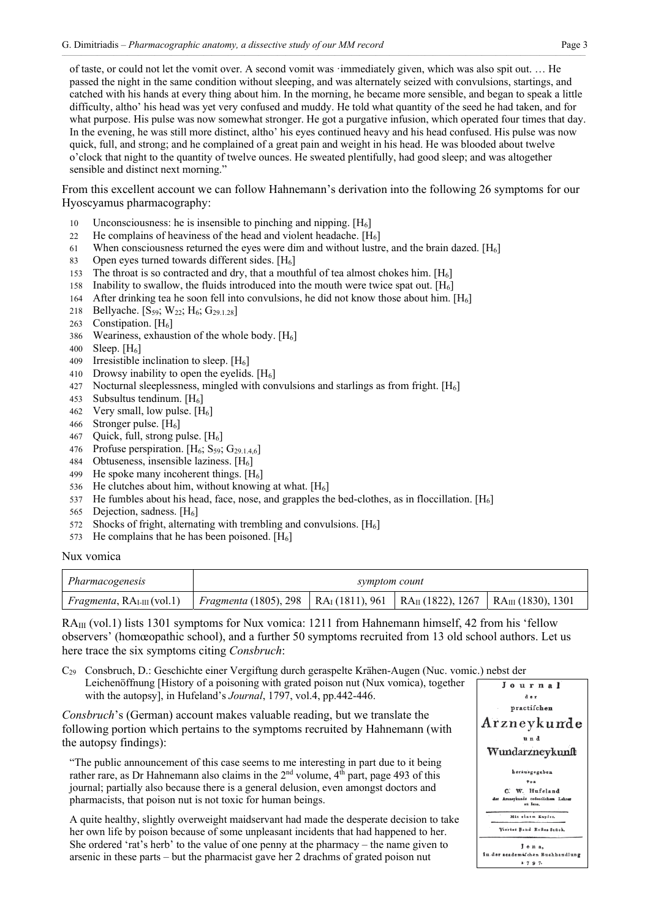of taste, or could not let the vomit over. A second vomit was ·immediately given, which was also spit out. … He passed the night in the same condition without sleeping, and was alternately seized with convulsions, startings, and catched with his hands at every thing about him. In the morning, he became more sensible, and began to speak a little difficulty, altho' his head was yet very confused and muddy. He told what quantity of the seed he had taken, and for what purpose. His pulse was now somewhat stronger. He got a purgative infusion, which operated four times that day. In the evening, he was still more distinct, altho' his eyes continued heavy and his head confused. His pulse was now quick, full, and strong; and he complained of a great pain and weight in his head. He was blooded about twelve o'clock that night to the quantity of twelve ounces. He sweated plentifully, had good sleep; and was altogether sensible and distinct next morning."

From this excellent account we can follow Hahnemann's derivation into the following 26 symptoms for our Hyoscyamus pharmacography:

- 10 Unconsciousness: he is insensible to pinching and nipping. [$H_6$]
- 22 He complains of heaviness of the head and violent headache. [$H_6$]
- 61 When consciousness returned the eyes were dim and without lustre, and the brain dazed. [$H_6$]
- 83 Open eyes turned towards different sides. [$H_6$]
- 153 The throat is so contracted and dry, that a mouthful of tea almost chokes him. [$H_6$]
- 158 Inability to swallow, the fluids introduced into the mouth were twice spat out. [$H_6$]
- 164 After drinking tea he soon fell into convulsions, he did not know those about him. [$H_6$]
- 218 Bellyache. [$S_{59}$; $W_{22}$; $H_6$; $G_{29.1.28}$]
- 263 Constipation. [$H_6$]
- 386 Weariness, exhaustion of the whole body. [$H_6$]
- 400 Sleep. [$H_6$]
- 409 Irresistible inclination to sleep. [$H_6$]
- 410 Drowsy inability to open the eyelids. [$H_6$]
- 427 Nocturnal sleeplessness, mingled with convulsions and starlings as from fright. [$H_6$]
- 453 Subsultus tendinum. [$H_6$]
- 462 Very small, low pulse. [$H_6$]
- 466 Stronger pulse. [$H_6$]
- 467 Quick, full, strong pulse. [$H_6$]
- 476 Profuse perspiration. [$H_6$; $S_{59}$; $G_{29.1.4,6}$]
- 484 Obtuseness, insensible laziness. [$H_6$]
- 499 He spoke many incoherent things. [$H_6$]
- 536 He clutches about him, without knowing at what. [$H_6$]
- 537 He fumbles about his head, face, nose, and grapples the bed-clothes, as in floccillation. [$H_6$]
- 565 Dejection, sadness. [$H_6$]
- 572 Shocks of fright, alternating with trembling and convulsions. [$H_6$]
- 573 He complains that he has been poisoned. [$H_6$]

Nux vomica

| *Pharmacogenesis* | *symptom count* | | | |
|---|---|---|---|---|
| *Fragmenta*, $RA_{I\text{-}III}$ (vol.1) | *Fragmenta* (1805), 298 | $RA_I$ (1811), 961 | $RA_{II}$ (1822), 1267 | $RA_{III}$ (1830), 1301 |

$RA_{III}$ (vol.1) lists 1301 symptoms for Nux vomica: 1211 from Hahnemann himself, 42 from his 'fellow observers' (homœopathic school), and a further 50 symptoms recruited from 13 old school authors. Let us here trace the six symptoms citing *Consbruch*:

$C_{29}$ Consbruch, D.: Geschichte einer Vergiftung durch geraspelte Krähen-Augen (Nuc. vomic.) nebst der Leichenöffnung [History of a poisoning with grated poison nut (Nux vomica), together with the autopsy], in Hufeland's *Journal*, 1797, vol.4, pp.442-446.

*Consbruch*'s (German) account makes valuable reading, but we translate the following portion which pertains to the symptoms recruited by Hahnemann (with the autopsy findings):

"The public announcement of this case seems to me interesting in part due to it being rather rare, as Dr Hahnemann also claims in the 2nd volume, 4th part, page 493 of this journal; partially also because there is a general delusion, even amongst doctors and pharmacists, that poison nut is not toxic for human beings.

A quite healthy, slightly overweight maidservant had made the desperate decision to take her own life by poison because of some unpleasant incidents that had happened to her. She ordered 'rat's herb' to the value of one penny at the pharmacy – the name given to arsenic in these parts – but the pharmacist gave her 2 drachms of grated poison nut

Journal der practischen Arzneykunde und Wundarzneykunst herausgegeben von C. W. Hufeland der Arzneykunde ordentlichem Lehrer zu Jena. Mit einem Kupfer. Vierter Band Erstes Stück. Jena, in der academischen Buchhandlung 1797.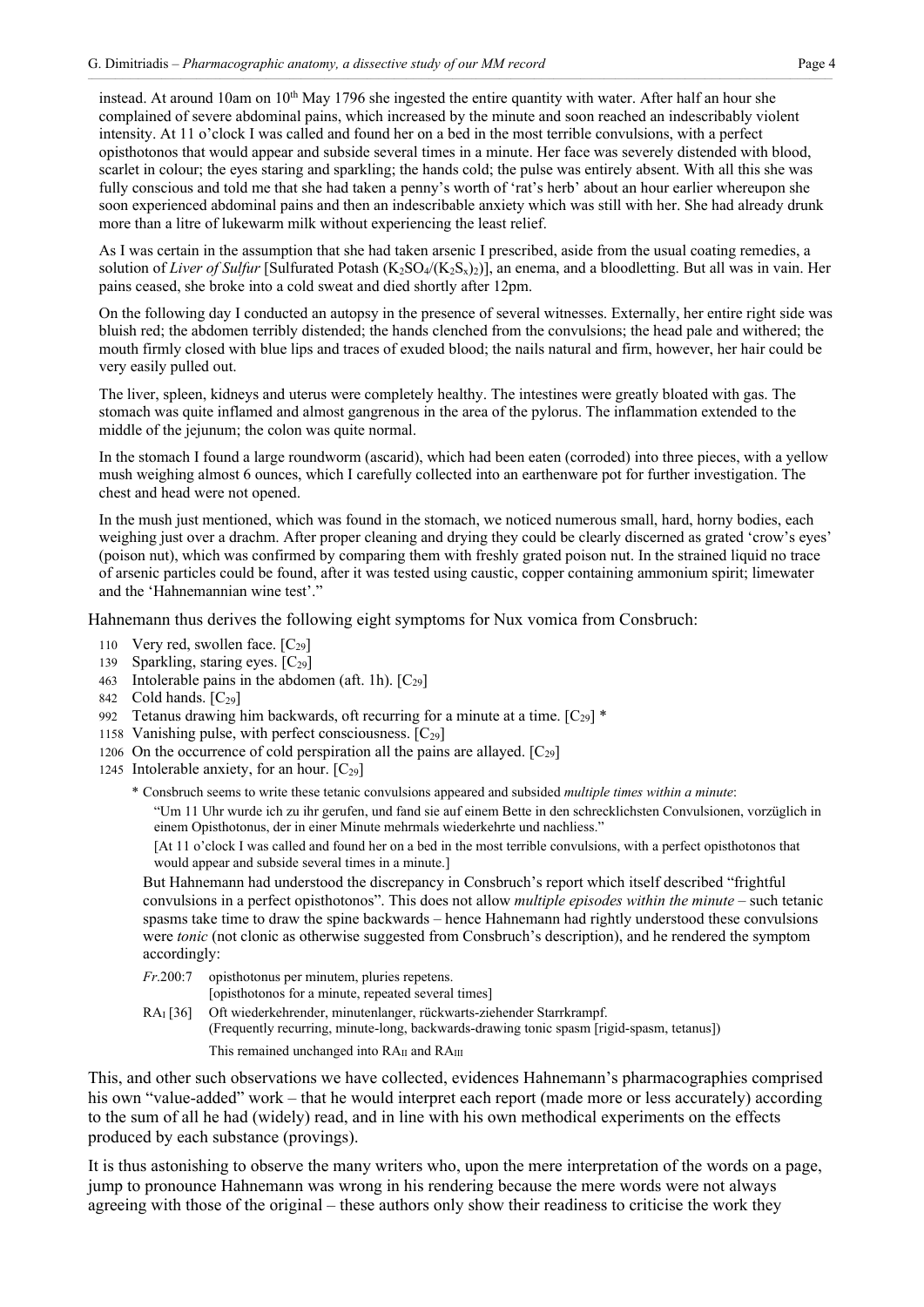instead. At around 10am on 10th May 1796 she ingested the entire quantity with water. After half an hour she complained of severe abdominal pains, which increased by the minute and soon reached an indescribably violent intensity. At 11 o'clock I was called and found her on a bed in the most terrible convulsions, with a perfect opisthotonos that would appear and subside several times in a minute. Her face was severely distended with blood, scarlet in colour; the eyes staring and sparkling; the hands cold; the pulse was entirely absent. With all this she was fully conscious and told me that she had taken a penny's worth of 'rat's herb' about an hour earlier whereupon she soon experienced abdominal pains and then an indescribable anxiety which was still with her. She had already drunk more than a litre of lukewarm milk without experiencing the least relief.

As I was certain in the assumption that she had taken arsenic I prescribed, aside from the usual coating remedies, a solution of *Liver of Sulfur* [Sulfurated Potash ($K_2SO_4/(K_2S_x)_2$)], an enema, and a bloodletting. But all was in vain. Her pains ceased, she broke into a cold sweat and died shortly after 12pm.

On the following day I conducted an autopsy in the presence of several witnesses. Externally, her entire right side was bluish red; the abdomen terribly distended; the hands clenched from the convulsions; the head pale and withered; the mouth firmly closed with blue lips and traces of exuded blood; the nails natural and firm, however, her hair could be very easily pulled out.

The liver, spleen, kidneys and uterus were completely healthy. The intestines were greatly bloated with gas. The stomach was quite inflamed and almost gangrenous in the area of the pylorus. The inflammation extended to the middle of the jejunum; the colon was quite normal.

In the stomach I found a large roundworm (ascarid), which had been eaten (corroded) into three pieces, with a yellow mush weighing almost 6 ounces, which I carefully collected into an earthenware pot for further investigation. The chest and head were not opened.

In the mush just mentioned, which was found in the stomach, we noticed numerous small, hard, horny bodies, each weighing just over a drachm. After proper cleaning and drying they could be clearly discerned as grated 'crow's eyes' (poison nut), which was confirmed by comparing them with freshly grated poison nut. In the strained liquid no trace of arsenic particles could be found, after it was tested using caustic, copper containing ammonium spirit; limewater and the 'Hahnemannian wine test'."

Hahnemann thus derives the following eight symptoms for Nux vomica from Consbruch:

- 110 Very red, swollen face. [$C_{29}$]
- 139 Sparkling, staring eyes. [$C_{29}$]
- 463 Intolerable pains in the abdomen (aft. 1h). [$C_{29}$]
- 842 Cold hands. [$C_{29}$]
- 992 Tetanus drawing him backwards, oft recurring for a minute at a time. [$C_{29}$] *
- 1158 Vanishing pulse, with perfect consciousness. [$C_{29}$]
- 1206 On the occurrence of cold perspiration all the pains are allayed. [$C_{29}$]
- 1245 Intolerable anxiety, for an hour. [$C_{29}$]

\* Consbruch seems to write these tetanic convulsions appeared and subsided *multiple times within a minute*:

"Um 11 Uhr wurde ich zu ihr gerufen, und fand sie auf einem Bette in den schrecklichsten Convulsionen, vorzüglich in einem Opisthotonus, der in einer Minute mehrmals wiederkehrte und nachliess."

[At 11 o'clock I was called and found her on a bed in the most terrible convulsions, with a perfect opisthotonos that would appear and subside several times in a minute.]

But Hahnemann had understood the discrepancy in Consbruch's report which itself described "frightful convulsions in a perfect opisthotonos". This does not allow *multiple episodes within the minute* – such tetanic spasms take time to draw the spine backwards – hence Hahnemann had rightly understood these convulsions were *tonic* (not clonic as otherwise suggested from Consbruch's description), and he rendered the symptom accordingly:

*Fr.*200:7 opisthotonus per minutem, pluries repetens.
[opisthotonos for a minute, repeated several times]

$RA_I$ [36] Oft wiederkehrender, minutenlanger, rückwarts-ziehender Starrkrampf.
(Frequently recurring, minute-long, backwards-drawing tonic spasm [rigid-spasm, tetanus])

This remained unchanged into $RA_{II}$ and $RA_{III}$

This, and other such observations we have collected, evidences Hahnemann's pharmacographies comprised his own "value-added" work – that he would interpret each report (made more or less accurately) according to the sum of all he had (widely) read, and in line with his own methodical experiments on the effects produced by each substance (provings).

It is thus astonishing to observe the many writers who, upon the mere interpretation of the words on a page, jump to pronounce Hahnemann was wrong in his rendering because the mere words were not always agreeing with those of the original – these authors only show their readiness to criticise the work they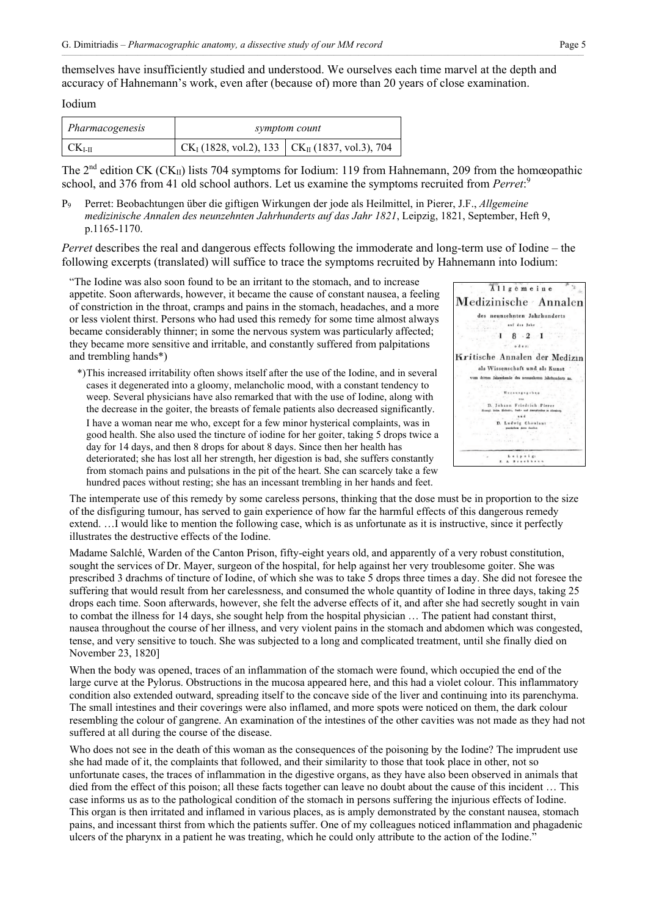themselves have insufficiently studied and understood. We ourselves each time marvel at the depth and accuracy of Hahnemann's work, even after (because of) more than 20 years of close examination.

Iodium

| *Pharmacogenesis* | *symptom count* | |
|---|---|---|
| $CK_{I-II}$ | $CK_I$ (1828, vol.2), 133 | $CK_{II}$ (1837, vol.3), 704 |

The 2nd edition CK ($CK_{II}$) lists 704 symptoms for Iodium: 119 from Hahnemann, 209 from the homœopathic school, and 376 from 41 old school authors. Let us examine the symptoms recruited from *Perret*:[9]

$P_9$ Perret: Beobachtungen über die giftigen Wirkungen der jode als Heilmittel, in Pierer, J.F., *Allgemeine medizinische Annalen des neunzehnten Jahrhunderts auf das Jahr 1821*, Leipzig, 1821, September, Heft 9, p.1165-1170.

*Perret* describes the real and dangerous effects following the immoderate and long-term use of Iodine – the following excerpts (translated) will suffice to trace the symptoms recruited by Hahnemann into Iodium:

> "The Iodine was also soon found to be an irritant to the stomach, and to increase appetite. Soon afterwards, however, it became the cause of constant nausea, a feeling of constriction in the throat, cramps and pains in the stomach, headaches, and a more or less violent thirst. Persons who had used this remedy for some time almost always became considerably thinner; in some the nervous system was particularly affected; they became more sensitive and irritable, and constantly suffered from palpitations and trembling hands*)
>
> *)This increased irritability often shows itself after the use of the Iodine, and in several cases it degenerated into a gloomy, melancholic mood, with a constant tendency to weep. Several physicians have also remarked that with the use of Iodine, along with the decrease in the goiter, the breasts of female patients also decreased significantly. I have a woman near me who, except for a few minor hysterical complaints, was in good health. She also used the tincture of iodine for her goiter, taking 5 drops twice a day for 14 days, and then 8 drops for about 8 days. Since then her health has deteriorated; she has lost all her strength, her digestion is bad, she suffers constantly from stomach pains and pulsations in the pit of the heart. She can scarcely take a few hundred paces without resting; she has an incessant trembling in her hands and feet.
>
> The intemperate use of this remedy by some careless persons, thinking that the dose must be in proportion to the size of the disfiguring tumour, has served to gain experience of how far the harmful effects of this dangerous remedy extend. …I would like to mention the following case, which is as unfortunate as it is instructive, since it perfectly illustrates the destructive effects of the Iodine.
>
> Madame Salchlé, Warden of the Canton Prison, fifty-eight years old, and apparently of a very robust constitution, sought the services of Dr. Mayer, surgeon of the hospital, for help against her very troublesome goiter. She was prescribed 3 drachms of tincture of Iodine, of which she was to take 5 drops three times a day. She did not foresee the suffering that would result from her carelessness, and consumed the whole quantity of Iodine in three days, taking 25 drops each time. Soon afterwards, however, she felt the adverse effects of it, and after she had secretly sought in vain to combat the illness for 14 days, she sought help from the hospital physician … The patient had constant thirst, nausea throughout the course of her illness, and very violent pains in the stomach and abdomen which was congested, tense, and very sensitive to touch. She was subjected to a long and complicated treatment, until she finally died on November 23, 1820]
>
> When the body was opened, traces of an inflammation of the stomach were found, which occupied the end of the large curve at the Pylorus. Obstructions in the mucosa appeared here, and this had a violet colour. This inflammatory condition also extended outward, spreading itself to the concave side of the liver and continuing into its parenchyma. The small intestines and their coverings were also inflamed, and more spots were noticed on them, the dark colour resembling the colour of gangrene. An examination of the intestines of the other cavities was not made as they had not suffered at all during the course of the disease.
>
> Who does not see in the death of this woman as the consequences of the poisoning by the Iodine? The imprudent use she had made of it, the complaints that followed, and their similarity to those that took place in other, not so unfortunate cases, the traces of inflammation in the digestive organs, as they have also been observed in animals that died from the effect of this poison; all these facts together can leave no doubt about the cause of this incident … This case informs us as to the pathological condition of the stomach in persons suffering the injurious effects of Iodine. This organ is then irritated and inflamed in various places, as is amply demonstrated by the constant nausea, stomach pains, and incessant thirst from which the patients suffer. One of my colleagues noticed inflammation and phagadenic ulcers of the pharynx in a patient he was treating, which he could only attribute to the action of the Iodine."

Allgemeine Medizinische Annalen des neunzehnten Jahrhunderts auf das Jahr 1821 oder: Kritische Annalen der Medizin als Wissenschaft und als Kunst vom dritten Jahrzehende des neunzehnten Jahrhunderts an. Herausgegeben von D. Johann Friedrich Pierer … und D. Ludwig Choulant … Leipzig: F. A. Brockhaus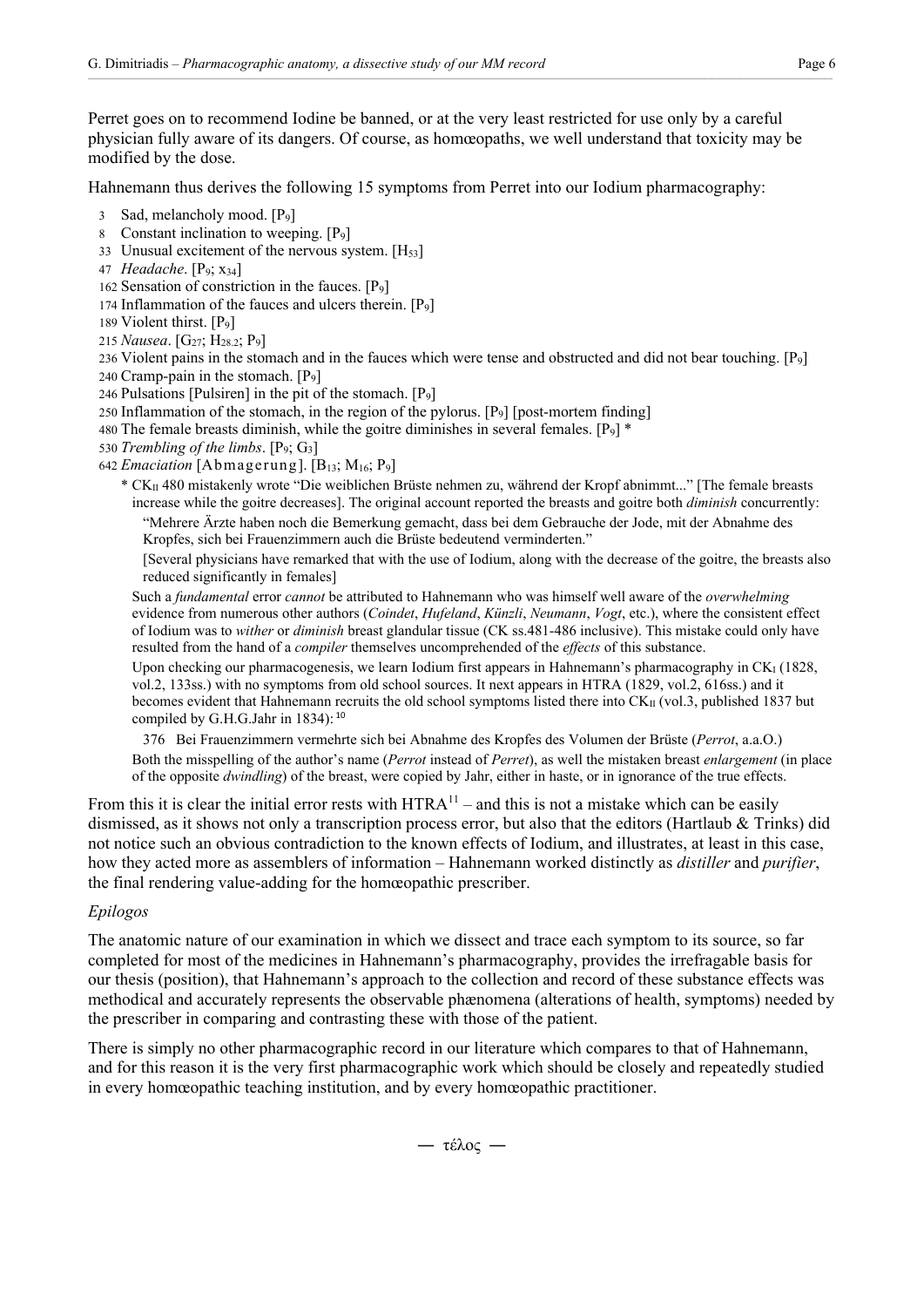Perret goes on to recommend Iodine be banned, or at the very least restricted for use only by a careful physician fully aware of its dangers. Of course, as homœopaths, we well understand that toxicity may be modified by the dose.

Hahnemann thus derives the following 15 symptoms from Perret into our Iodium pharmacography:

3 Sad, melancholy mood. [$P_9$]
8 Constant inclination to weeping. [$P_9$]
33 Unusual excitement of the nervous system. [$H_{53}$]
47 *Headache*. [$P_9$; $x_{34}$]
162 Sensation of constriction in the fauces. [$P_9$]
174 Inflammation of the fauces and ulcers therein. [$P_9$]
189 Violent thirst. [$P_9$]
215 *Nausea*. [$G_{27}$; $H_{28.2}$; $P_9$]
236 Violent pains in the stomach and in the fauces which were tense and obstructed and did not bear touching. [$P_9$]
240 Cramp-pain in the stomach. [$P_9$]
246 Pulsations [Pulsiren] in the pit of the stomach. [$P_9$]
250 Inflammation of the stomach, in the region of the pylorus. [$P_9$] [post-mortem finding]
480 The female breasts diminish, while the goitre diminishes in several females. [$P_9$] *
530 *Trembling of the limbs*. [$P_9$; $G_3$]
642 *Emaciation* [Abmagerung]. [$B_{13}$; $M_{16}$; $P_9$]

> * $CK_{II}$ 480 mistakenly wrote "Die weiblichen Brüste nehmen zu, während der Kropf abnimmt..." [The female breasts increase while the goitre decreases]. The original account reported the breasts and goitre both *diminish* concurrently:
>
> "Mehrere Ärzte haben noch die Bemerkung gemacht, dass bei dem Gebrauche der Jode, mit der Abnahme des Kropfes, sich bei Frauenzimmern auch die Brüste bedeutend verminderten."
>
> [Several physicians have remarked that with the use of Iodium, along with the decrease of the goitre, the breasts also reduced significantly in females]
>
> Such a *fundamental* error *cannot* be attributed to Hahnemann who was himself well aware of the *overwhelming* evidence from numerous other authors (*Coindet*, *Hufeland*, *Künzli*, *Neumann*, *Vogt*, etc.), where the consistent effect of Iodium was to *wither* or *diminish* breast glandular tissue (CK ss.481-486 inclusive). This mistake could only have resulted from the hand of a *compiler* themselves uncomprehended of the *effects* of this substance.
>
> Upon checking our pharmacogenesis, we learn Iodium first appears in Hahnemann's pharmacography in $CK_I$ (1828, vol.2, 133ss.) with no symptoms from old school sources. It next appears in HTRA (1829, vol.2, 616ss.) and it becomes evident that Hahnemann recruits the old school symptoms listed there into $CK_{II}$ (vol.3, published 1837 but compiled by G.H.G.Jahr in 1834): [10]
>
> 376 Bei Frauenzimmern vermehrte sich bei Abnahme des Kropfes des Volumen der Brüste (*Perrot*, a.a.O.)
>
> Both the misspelling of the author's name (*Perrot* instead of *Perret*), as well the mistaken breast *enlargement* (in place of the opposite *dwindling*) of the breast, were copied by Jahr, either in haste, or in ignorance of the true effects.

From this it is clear the initial error rests with HTRA[11] – and this is not a mistake which can be easily dismissed, as it shows not only a transcription process error, but also that the editors (Hartlaub & Trinks) did not notice such an obvious contradiction to the known effects of Iodium, and illustrates, at least in this case, how they acted more as assemblers of information – Hahnemann worked distinctly as *distiller* and *purifier*, the final rendering value-adding for the homœopathic prescriber.

### *Epilogos*

The anatomic nature of our examination in which we dissect and trace each symptom to its source, so far completed for most of the medicines in Hahnemann's pharmacography, provides the irrefragable basis for our thesis (position), that Hahnemann's approach to the collection and record of these substance effects was methodical and accurately represents the observable phænomena (alterations of health, symptoms) needed by the prescriber in comparing and contrasting these with those of the patient.

There is simply no other pharmacographic record in our literature which compares to that of Hahnemann, and for this reason it is the very first pharmacographic work which should be closely and repeatedly studied in every homœopathic teaching institution, and by every homœopathic practitioner.

— τέλος —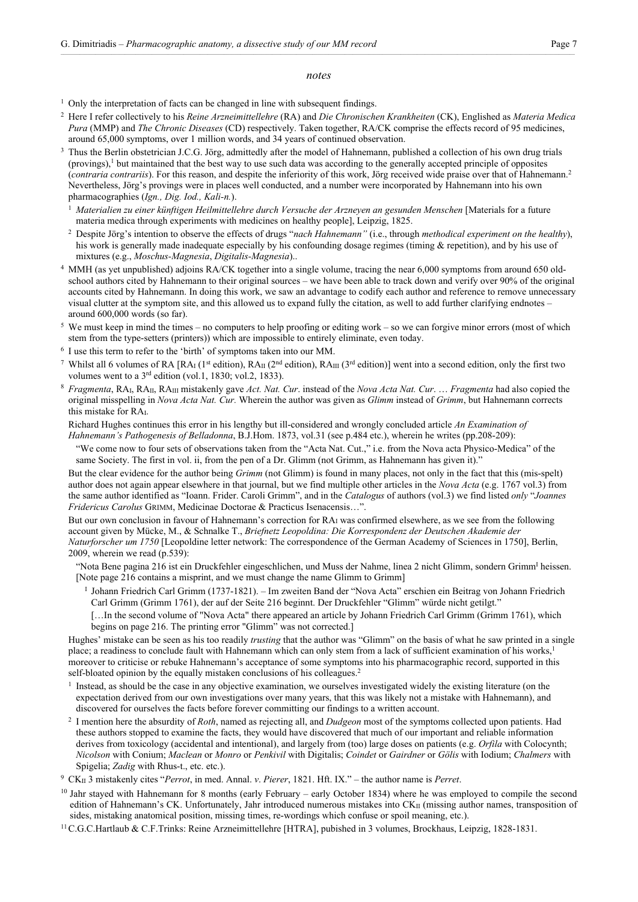*notes*

[1] Only the interpretation of facts can be changed in line with subsequent findings.

[2] Here I refer collectively to his *Reine Arzneimittellehre* (RA) and *Die Chronischen Krankheiten* (CK), Englished as *Materia Medica Pura* (MMP) and *The Chronic Diseases* (CD) respectively. Taken together, RA/CK comprise the effects record of 95 medicines, around 65,000 symptoms, over 1 million words, and 34 years of continued observation.

[3] Thus the Berlin obstetrician J.C.G. Jörg, admittedly after the model of Hahnemann, published a collection of his own drug trials (provings),[1] but maintained that the best way to use such data was according to the generally accepted principle of opposites (*contraria contrariis*). For this reason, and despite the inferiority of this work, Jörg received wide praise over that of Hahnemann.[2] Nevertheless, Jörg's provings were in places well conducted, and a number were incorporated by Hahnemann into his own pharmacographies (*Ign., Dig. Iod., Kali-n.*).

> [1] *Materialien zu einer künftigen Heilmittellehre durch Versuche der Arzneyen an gesunden Menschen* [Materials for a future materia medica through experiments with medicines on healthy people], Leipzig, 1825.
>
> [2] Despite Jörg's intention to observe the effects of drugs "*nach Hahnemann"* (i.e., through *methodical experiment on the healthy*), his work is generally made inadequate especially by his confounding dosage regimes (timing & repetition), and by his use of mixtures (e.g., *Moschus-Magnesia*, *Digitalis-Magnesia*)..

[4] MMH (as yet unpublished) adjoins RA/CK together into a single volume, tracing the near 6,000 symptoms from around 650 old-school authors cited by Hahnemann to their original sources – we have been able to track down and verify over 90% of the original accounts cited by Hahnemann. In doing this work, we saw an advantage to codify each author and reference to remove unnecessary visual clutter at the symptom site, and this allowed us to expand fully the citation, as well to add further clarifying endnotes – around 600,000 words (so far).

[5] We must keep in mind the times – no computers to help proofing or editing work – so we can forgive minor errors (most of which stem from the type-setters (printers)) which are impossible to entirely eliminate, even today.

[6] I use this term to refer to the 'birth' of symptoms taken into our MM.

[7] Whilst all 6 volumes of RA [$RA_I$ (1st edition), $RA_{II}$ (2nd edition), $RA_{III}$ (3rd edition)] went into a second edition, only the first two volumes went to a 3rd edition (vol.1, 1830; vol.2, 1833).

[8] *Fragmenta*, $RA_I$, $RA_{II}$, $RA_{III}$ mistakenly gave *Act. Nat. Cur*. instead of the *Nova Acta Nat. Cur*. … *Fragmenta* had also copied the original misspelling in *Nova Acta Nat. Cur.* Wherein the author was given as *Glimm* instead of *Grimm*, but Hahnemann corrects this mistake for $RA_I$.

Richard Hughes continues this error in his lengthy but ill-considered and wrongly concluded article *An Examination of Hahnemann's Pathogenesis of Belladonna*, B.J.Hom. 1873, vol.31 (see p.484 etc.), wherein he writes (pp.208-209):

> "We come now to four sets of observations taken from the "Acta Nat. Cut.," i.e. from the Nova acta Physico-Medica" of the same Society. The first in vol. ii, from the pen of a Dr. Glimm (not Grimm, as Hahnemann has given it)."

But the clear evidence for the author being *Grimm* (not Glimm) is found in many places, not only in the fact that this (mis-spelt) author does not again appear elsewhere in that journal, but we find multiple other articles in the *Nova Acta* (e.g. 1767 vol.3) from the same author identified as "Ioann. Frider. Caroli Grimm", and in the *Catalogus* of authors (vol.3) we find listed *only* "*Joannes Fridericus Carolus* GRIMM, Medicinae Doctorae & Practicus Isenacensis…".

But our own conclusion in favour of Hahnemann's correction for $RA_I$ was confirmed elsewhere, as we see from the following account given by Mücke, M., & Schnalke T., *Briefnetz Leopoldina: Die Korrespondenz der Deutschen Akademie der Naturforscher um 1750* [Leopoldine letter network: The correspondence of the German Academy of Sciences in 1750], Berlin, 2009, wherein we read (p.539):

> "Nota Bene pagina 216 ist ein Druckfehler eingeschlichen, und Muss der Nahme, linea 2 nicht Glimm, sondern Grimm[I] heissen. [Note page 216 contains a misprint, and we must change the name Glimm to Grimm]
>
> [I] Johann Friedrich Carl Grimm (1737-1821). – Im zweiten Band der "Nova Acta" erschien ein Beitrag von Johann Friedrich Carl Grimm (Grimm 1761), der auf der Seite 216 beginnt. Der Druckfehler "Glimm" würde nicht getilgt."
>
> […In the second volume of "Nova Acta" there appeared an article by Johann Friedrich Carl Grimm (Grimm 1761), which begins on page 216. The printing error "Glimm" was not corrected.]

Hughes' mistake can be seen as his too readily *trusting* that the author was "Glimm" on the basis of what he saw printed in a single place; a readiness to conclude fault with Hahnemann which can only stem from a lack of sufficient examination of his works,[1] moreover to criticise or rebuke Hahnemann's acceptance of some symptoms into his pharmacographic record, supported in this self-bloated opinion by the equally mistaken conclusions of his colleagues.[2]

> [1] Instead, as should be the case in any objective examination, we ourselves investigated widely the existing literature (on the expectation derived from our own investigations over many years, that this was likely not a mistake with Hahnemann), and discovered for ourselves the facts before forever committing our findings to a written account.
>
> [2] I mention here the absurdity of *Roth*, named as rejecting all, and *Dudgeon* most of the symptoms collected upon patients. Had these authors stopped to examine the facts, they would have discovered that much of our important and reliable information derives from toxicology (accidental and intentional), and largely from (too) large doses on patients (e.g. *Orfila* with Colocynth; *Nicolson* with Conium; *Maclean* or *Monro* or *Penkivil* with Digitalis; *Coindet* or *Gairdner* or *Gölis* with Iodium; *Chalmers* with Spigelia; *Zadig* with Rhus-t., etc. etc.).

[9] $CK_{II}$ 3 mistakenly cites "*Perrot*, in med. Annal. *v*. *Pierer*, 1821. Hft. IX." – the author name is *Perret*.

[10] Jahr stayed with Hahnemann for 8 months (early February – early October 1834) where he was employed to compile the second edition of Hahnemann's CK. Unfortunately, Jahr introduced numerous mistakes into $CK_{II}$ (missing author names, transposition of sides, mistaking anatomical position, missing times, re-wordings which confuse or spoil meaning, etc.).

[11] C.G.C.Hartlaub & C.F.Trinks: Reine Arzneimittellehre [HTRA], pubished in 3 volumes, Brockhaus, Leipzig, 1828-1831.